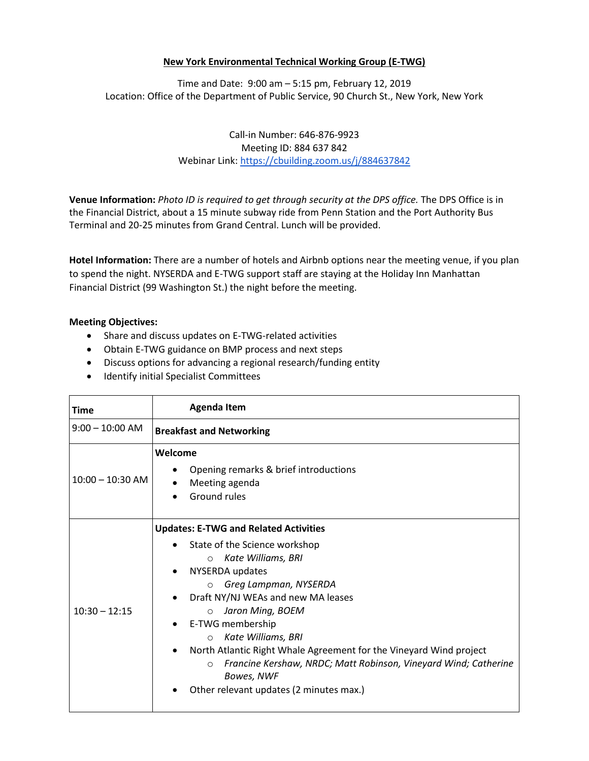# New York Environmental Technical Working Group (E-TWG)

Time and Date: 9:00 am – 5:15 pm, February 12, 2019
Location: Office of the Department of Public Service, 90 Church St., New York, New York

Call-in Number: 646-876-9923
Meeting ID: 884 637 842
Webinar Link: https://cbuilding.zoom.us/j/884637842

**Venue Information:** *Photo ID is required to get through security at the DPS office.* The DPS Office is in the Financial District, about a 15 minute subway ride from Penn Station and the Port Authority Bus Terminal and 20-25 minutes from Grand Central. Lunch will be provided.

**Hotel Information:** There are a number of hotels and Airbnb options near the meeting venue, if you plan to spend the night. NYSERDA and E-TWG support staff are staying at the Holiday Inn Manhattan Financial District (99 Washington St.) the night before the meeting.

**Meeting Objectives:**

- Share and discuss updates on E-TWG-related activities
- Obtain E-TWG guidance on BMP process and next steps
- Discuss options for advancing a regional research/funding entity
- Identify initial Specialist Committees

| Time | Agenda Item |
|---|---|
| 9:00 – 10:00 AM | **Breakfast and Networking** |
| 10:00 – 10:30 AM | **Welcome**<br>• Opening remarks & brief introductions<br>• Meeting agenda<br>• Ground rules |
| 10:30 – 12:15 | **Updates: E-TWG and Related Activities**<br>• State of the Science workshop<br>&nbsp;&nbsp;&nbsp;&nbsp;○ *Kate Williams, BRI*<br>• NYSERDA updates<br>&nbsp;&nbsp;&nbsp;&nbsp;○ *Greg Lampman, NYSERDA*<br>• Draft NY/NJ WEAs and new MA leases<br>&nbsp;&nbsp;&nbsp;&nbsp;○ *Jaron Ming, BOEM*<br>• E-TWG membership<br>&nbsp;&nbsp;&nbsp;&nbsp;○ *Kate Williams, BRI*<br>• North Atlantic Right Whale Agreement for the Vineyard Wind project<br>&nbsp;&nbsp;&nbsp;&nbsp;○ *Francine Kershaw, NRDC; Matt Robinson, Vineyard Wind; Catherine Bowes, NWF*<br>• Other relevant updates (2 minutes max.) |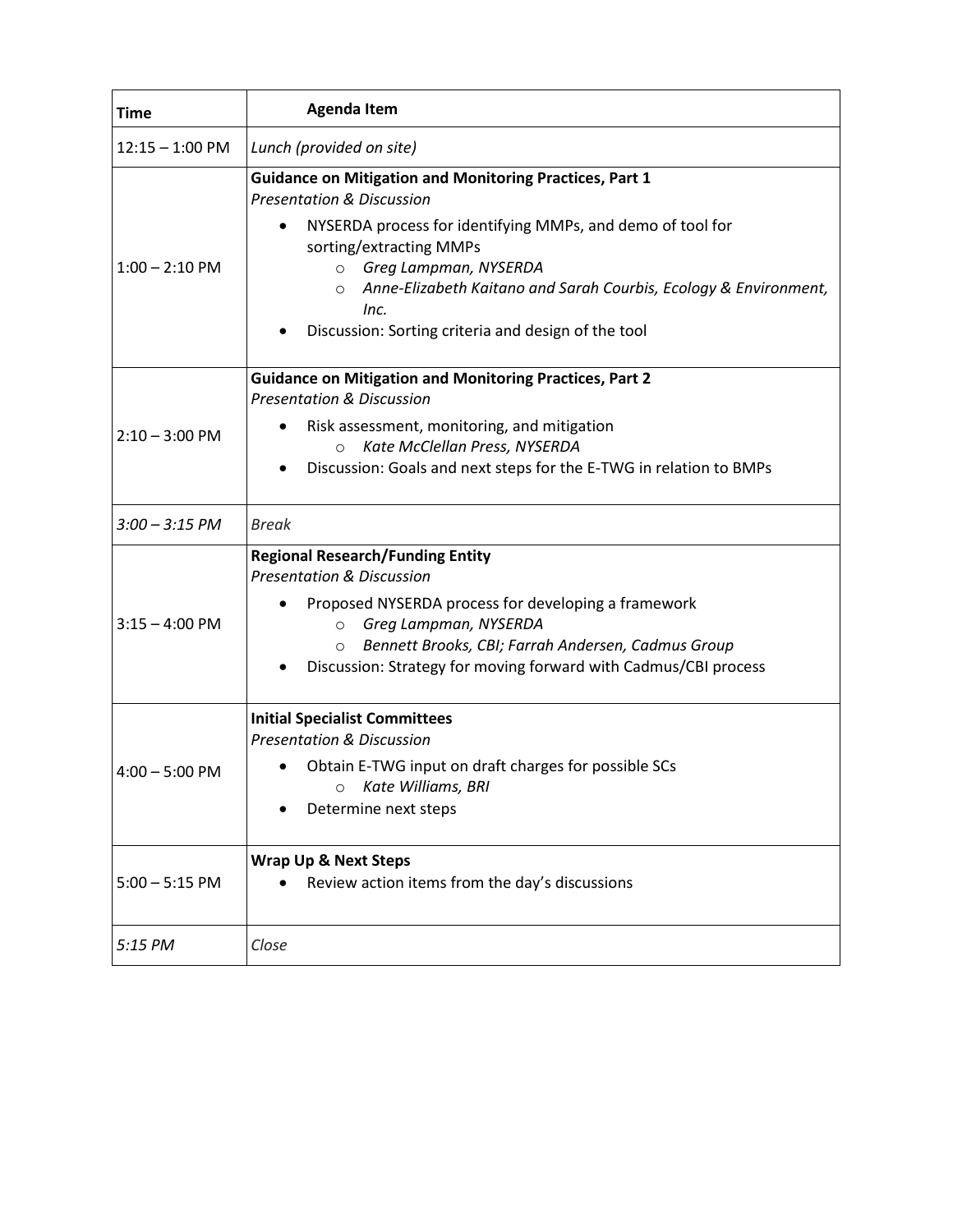| Time | Agenda Item |
| --- | --- |
| 12:15 – 1:00 PM | *Lunch (provided on site)* |
| 1:00 – 2:10 PM | **Guidance on Mitigation and Monitoring Practices, Part 1**<br>*Presentation & Discussion*<br>• NYSERDA process for identifying MMPs, and demo of tool for sorting/extracting MMPs<br>  ○ *Greg Lampman, NYSERDA*<br>  ○ *Anne-Elizabeth Kaitano and Sarah Courbis, Ecology & Environment, Inc.*<br>• Discussion: Sorting criteria and design of the tool |
| 2:10 – 3:00 PM | **Guidance on Mitigation and Monitoring Practices, Part 2**<br>*Presentation & Discussion*<br>• Risk assessment, monitoring, and mitigation<br>  ○ *Kate McClellan Press, NYSERDA*<br>• Discussion: Goals and next steps for the E-TWG in relation to BMPs |
| *3:00 – 3:15 PM* | *Break* |
| 3:15 – 4:00 PM | **Regional Research/Funding Entity**<br>*Presentation & Discussion*<br>• Proposed NYSERDA process for developing a framework<br>  ○ *Greg Lampman, NYSERDA*<br>  ○ *Bennett Brooks, CBI; Farrah Andersen, Cadmus Group*<br>• Discussion: Strategy for moving forward with Cadmus/CBI process |
| 4:00 – 5:00 PM | **Initial Specialist Committees**<br>*Presentation & Discussion*<br>• Obtain E-TWG input on draft charges for possible SCs<br>  ○ *Kate Williams, BRI*<br>• Determine next steps |
| 5:00 – 5:15 PM | **Wrap Up & Next Steps**<br>• Review action items from the day's discussions |
| *5:15 PM* | *Close* |